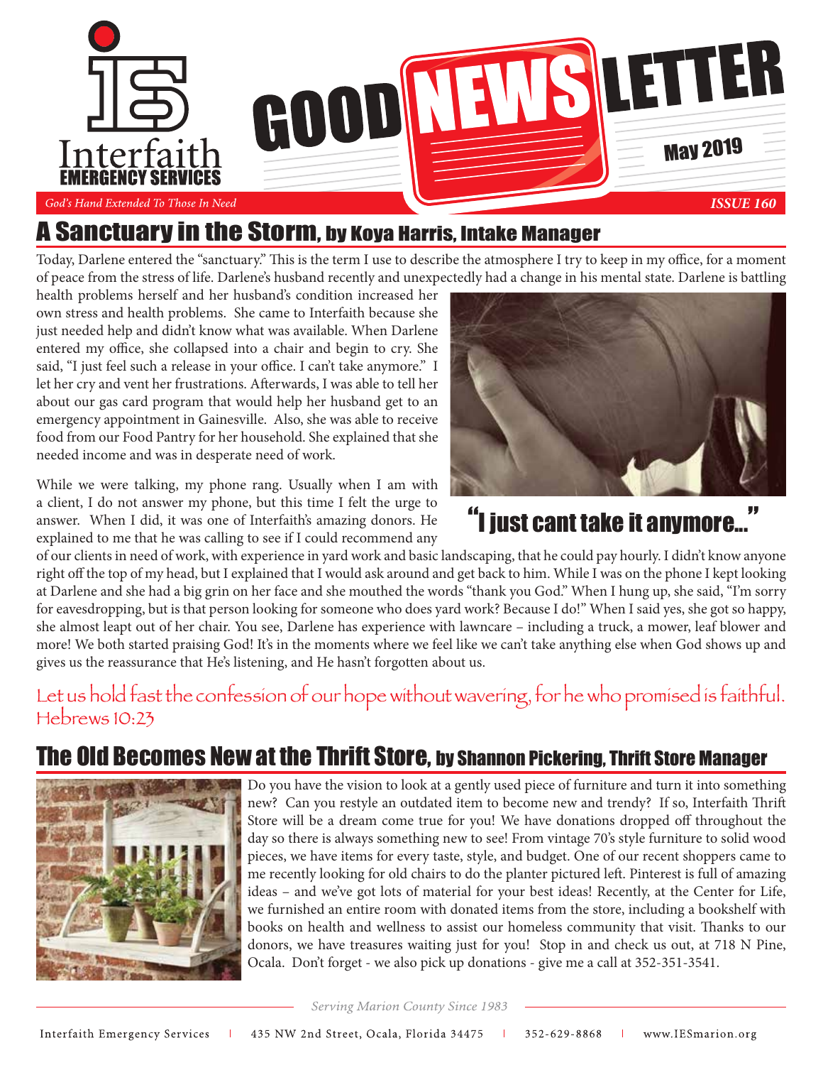# GOOD NEWS LETTER

May 2019

*God's Hand Extended To Those In Need*

***ISSUE 160***

## A Sanctuary in the Storm, by Koya Harris, Intake Manager

Today, Darlene entered the "sanctuary." This is the term I use to describe the atmosphere I try to keep in my office, for a moment of peace from the stress of life. Darlene's husband recently and unexpectedly had a change in his mental state. Darlene is battling health problems herself and her husband's condition increased her own stress and health problems. She came to Interfaith because she just needed help and didn't know what was available. When Darlene entered my office, she collapsed into a chair and begin to cry. She said, "I just feel such a release in your office. I can't take anymore." I let her cry and vent her frustrations. Afterwards, I was able to tell her about our gas card program that would help her husband get to an emergency appointment in Gainesville. Also, she was able to receive food from our Food Pantry for her household. She explained that she needed income and was in desperate need of work.

"I just cant take it anymore..."

While we were talking, my phone rang. Usually when I am with a client, I do not answer my phone, but this time I felt the urge to answer. When I did, it was one of Interfaith's amazing donors. He explained to me that he was calling to see if I could recommend any of our clients in need of work, with experience in yard work and basic landscaping, that he could pay hourly. I didn't know anyone right off the top of my head, but I explained that I would ask around and get back to him. While I was on the phone I kept looking at Darlene and she had a big grin on her face and she mouthed the words "thank you God." When I hung up, she said, "I'm sorry for eavesdropping, but is that person looking for someone who does yard work? Because I do!" When I said yes, she got so happy, she almost leapt out of her chair. You see, Darlene has experience with lawncare – including a truck, a mower, leaf blower and more! We both started praising God! It's in the moments where we feel like we can't take anything else when God shows up and gives us the reassurance that He's listening, and He hasn't forgotten about us.

Let us hold fast the confession of our hope without wavering, for he who promised is faithful. Hebrews 10:23

## The Old Becomes New at the Thrift Store, by Shannon Pickering, Thrift Store Manager

Do you have the vision to look at a gently used piece of furniture and turn it into something new? Can you restyle an outdated item to become new and trendy? If so, Interfaith Thrift Store will be a dream come true for you! We have donations dropped off throughout the day so there is always something new to see! From vintage 70's style furniture to solid wood pieces, we have items for every taste, style, and budget. One of our recent shoppers came to me recently looking for old chairs to do the planter pictured left. Pinterest is full of amazing ideas – and we've got lots of material for your best ideas! Recently, at the Center for Life, we furnished an entire room with donated items from the store, including a bookshelf with books on health and wellness to assist our homeless community that visit. Thanks to our donors, we have treasures waiting just for you! Stop in and check us out, at 718 N Pine, Ocala. Don't forget - we also pick up donations - give me a call at 352-351-3541.

*Serving Marion County Since 1983*

Interfaith Emergency Services | 435 NW 2nd Street, Ocala, Florida 34475 | 352-629-8868 | www.IESmarion.org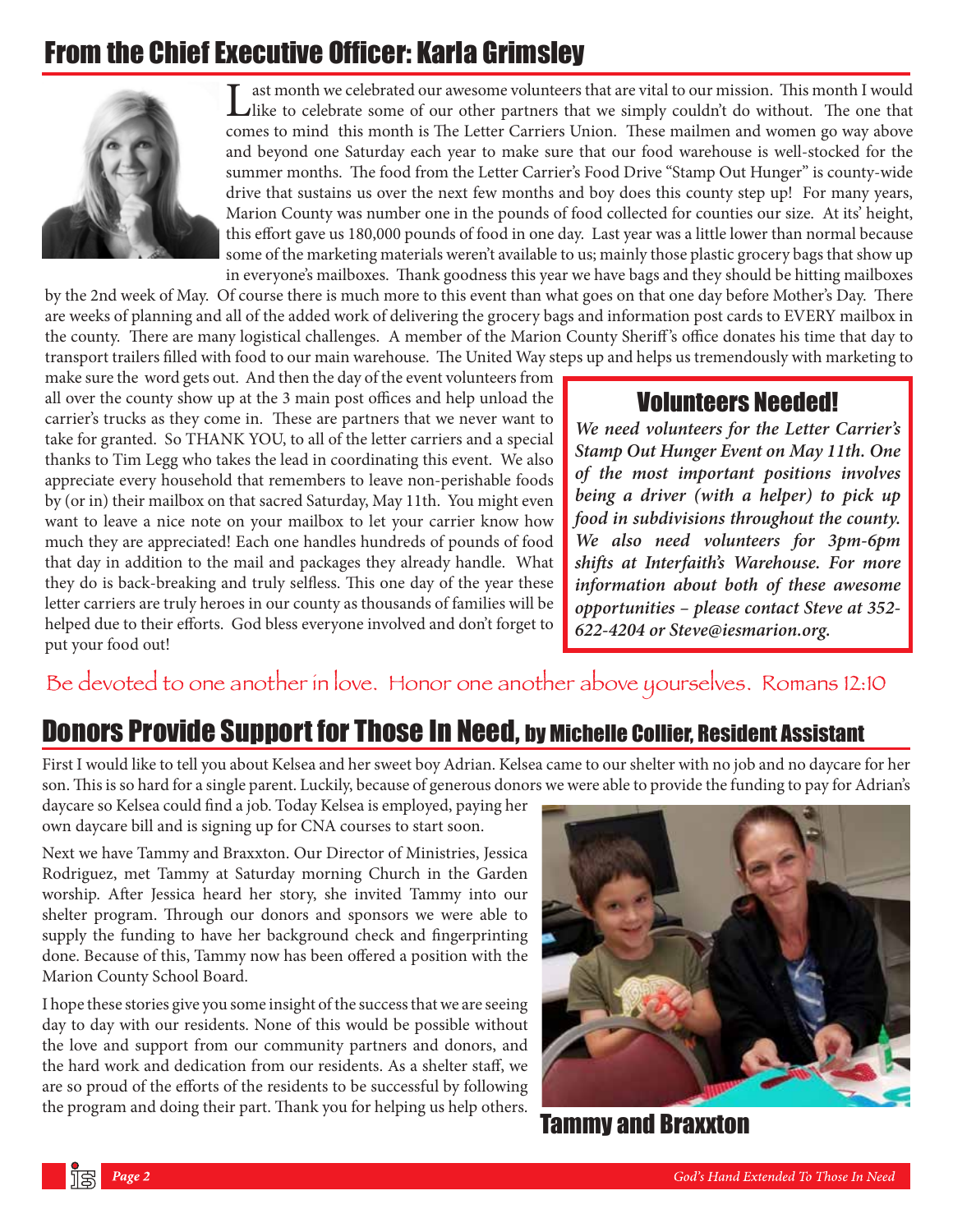## From the Chief Executive Officer: Karla Grimsley

Last month we celebrated our awesome volunteers that are vital to our mission. This month I would like to celebrate some of our other partners that we simply couldn't do without. The one that comes to mind this month is The Letter Carriers Union. These mailmen and women go way above and beyond one Saturday each year to make sure that our food warehouse is well-stocked for the summer months. The food from the Letter Carrier's Food Drive "Stamp Out Hunger" is county-wide drive that sustains us over the next few months and boy does this county step up! For many years, Marion County was number one in the pounds of food collected for counties our size. At its' height, this effort gave us 180,000 pounds of food in one day. Last year was a little lower than normal because some of the marketing materials weren't available to us; mainly those plastic grocery bags that show up in everyone's mailboxes. Thank goodness this year we have bags and they should be hitting mailboxes by the 2nd week of May. Of course there is much more to this event than what goes on that one day before Mother's Day. There are weeks of planning and all of the added work of delivering the grocery bags and information post cards to EVERY mailbox in the county. There are many logistical challenges. A member of the Marion County Sheriff's office donates his time that day to transport trailers filled with food to our main warehouse. The United Way steps up and helps us tremendously with marketing to make sure the word gets out. And then the day of the event volunteers from all over the county show up at the 3 main post offices and help unload the carrier's trucks as they come in. These are partners that we never want to take for granted. So THANK YOU, to all of the letter carriers and a special thanks to Tim Legg who takes the lead in coordinating this event. We also appreciate every household that remembers to leave non-perishable foods by (or in) their mailbox on that sacred Saturday, May 11th. You might even want to leave a nice note on your mailbox to let your carrier know how much they are appreciated! Each one handles hundreds of pounds of food that day in addition to the mail and packages they already handle. What they do is back-breaking and truly selfless. This one day of the year these letter carriers are truly heroes in our county as thousands of families will be helped due to their efforts. God bless everyone involved and don't forget to put your food out!

### Volunteers Needed!

***We need volunteers for the Letter Carrier's Stamp Out Hunger Event on May 11th. One of the most important positions involves being a driver (with a helper) to pick up food in subdivisions throughout the county. We also need volunteers for 3pm-6pm shifts at Interfaith's Warehouse. For more information about both of these awesome opportunities – please contact Steve at 352-622-4204 or Steve@iesmarion.org.***

Be devoted to one another in love. Honor one another above yourselves. Romans 12:10

## Donors Provide Support for Those In Need, by Michelle Collier, Resident Assistant

First I would like to tell you about Kelsea and her sweet boy Adrian. Kelsea came to our shelter with no job and no daycare for her son. This is so hard for a single parent. Luckily, because of generous donors we were able to provide the funding to pay for Adrian's daycare so Kelsea could find a job. Today Kelsea is employed, paying her own daycare bill and is signing up for CNA courses to start soon.

Next we have Tammy and Braxxton. Our Director of Ministries, Jessica Rodriguez, met Tammy at Saturday morning Church in the Garden worship. After Jessica heard her story, she invited Tammy into our shelter program. Through our donors and sponsors we were able to supply the funding to have her background check and fingerprinting done. Because of this, Tammy now has been offered a position with the Marion County School Board.

I hope these stories give you some insight of the success that we are seeing day to day with our residents. None of this would be possible without the love and support from our community partners and donors, and the hard work and dedication from our residents. As a shelter staff, we are so proud of the efforts of the residents to be successful by following the program and doing their part. Thank you for helping us help others.

Tammy and Braxxton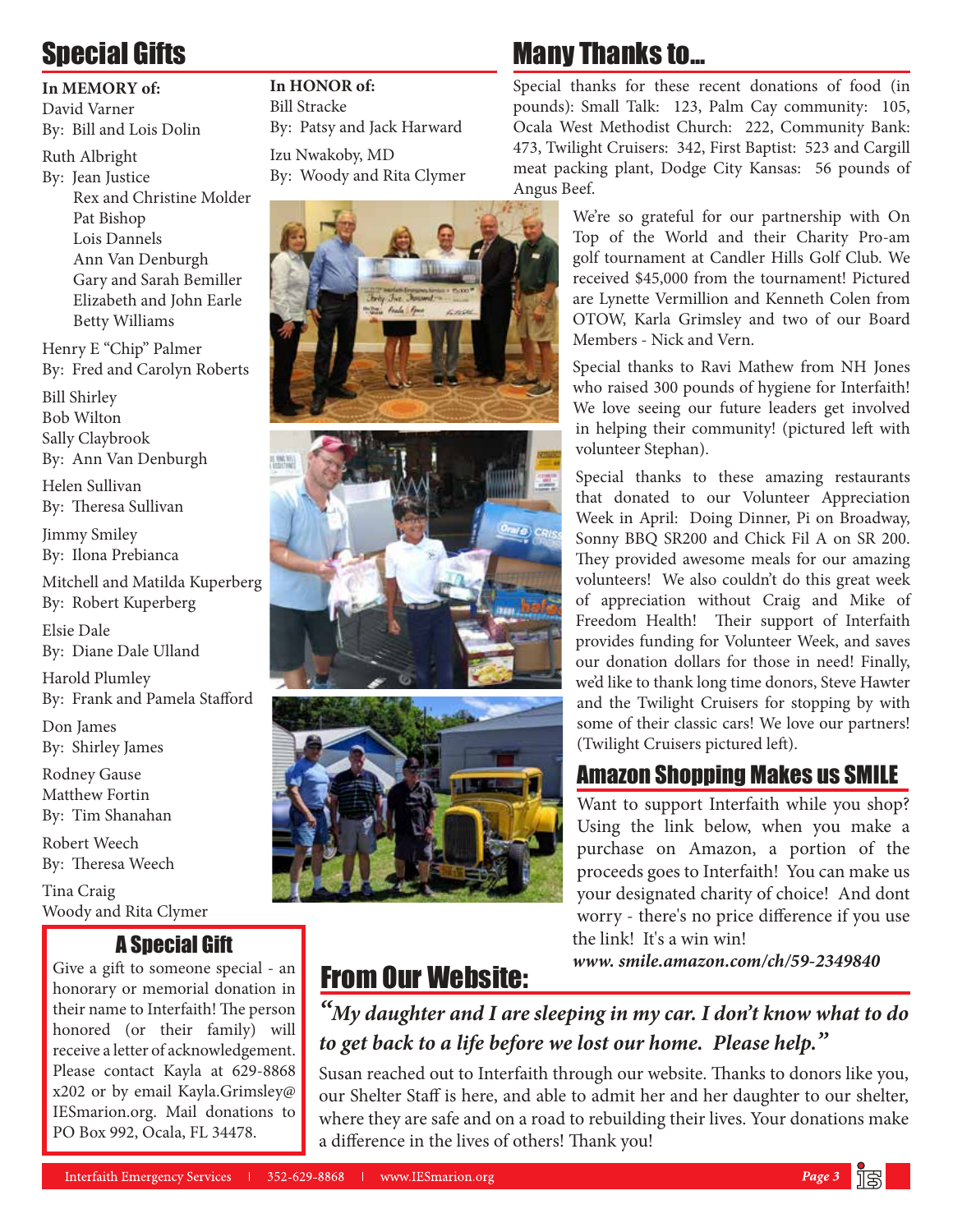## Special Gifts

**In MEMORY of:**

David Varner
By: Bill and Lois Dolin

Ruth Albright
By: Jean Justice
Rex and Christine Molder
Pat Bishop
Lois Dannels
Ann Van Denburgh
Gary and Sarah Bemiller
Elizabeth and John Earle
Betty Williams

Henry E "Chip" Palmer
By: Fred and Carolyn Roberts

Bill Shirley
Bob Wilton
Sally Claybrook
By: Ann Van Denburgh

Helen Sullivan
By: Theresa Sullivan

Jimmy Smiley
By: Ilona Prebianca

Mitchell and Matilda Kuperberg
By: Robert Kuperberg

Elsie Dale
By: Diane Dale Ulland

Harold Plumley
By: Frank and Pamela Stafford

Don James
By: Shirley James

Rodney Gause
Matthew Fortin
By: Tim Shanahan

Robert Weech
By: Theresa Weech

Tina Craig
Woody and Rita Clymer

**In HONOR of:**

Bill Stracke
By: Patsy and Jack Harward

Izu Nwakoby, MD
By: Woody and Rita Clymer

### A Special Gift

Give a gift to someone special - an honorary or memorial donation in their name to Interfaith! The person honored (or their family) will receive a letter of acknowledgement. Please contact Kayla at 629-8868 x202 or by email Kayla.Grimsley@IESmarion.org. Mail donations to PO Box 992, Ocala, FL 34478.

## Many Thanks to...

Special thanks for these recent donations of food (in pounds): Small Talk: 123, Palm Cay community: 105, Ocala West Methodist Church: 222, Community Bank: 473, Twilight Cruisers: 342, First Baptist: 523 and Cargill meat packing plant, Dodge City Kansas: 56 pounds of Angus Beef.

We're so grateful for our partnership with On Top of the World and their Charity Pro-am golf tournament at Candler Hills Golf Club. We received $45,000 from the tournament! Pictured are Lynette Vermillion and Kenneth Colen from OTOW, Karla Grimsley and two of our Board Members - Nick and Vern.

Special thanks to Ravi Mathew from NH Jones who raised 300 pounds of hygiene for Interfaith! We love seeing our future leaders get involved in helping their community! (pictured left with volunteer Stephan).

Special thanks to these amazing restaurants that donated to our Volunteer Appreciation Week in April: Doing Dinner, Pi on Broadway, Sonny BBQ SR200 and Chick Fil A on SR 200. They provided awesome meals for our amazing volunteers! We also couldn't do this great week of appreciation without Craig and Mike of Freedom Health! Their support of Interfaith provides funding for Volunteer Week, and saves our donation dollars for those in need! Finally, we'd like to thank long time donors, Steve Hawter and the Twilight Cruisers for stopping by with some of their classic cars! We love our partners! (Twilight Cruisers pictured left).

### Amazon Shopping Makes us SMILE

Want to support Interfaith while you shop? Using the link below, when you make a purchase on Amazon, a portion of the proceeds goes to Interfaith! You can make us your designated charity of choice! And dont worry - there's no price difference if you use the link! It's a win win!

***www. smile.amazon.com/ch/59-2349840***

## From Our Website:

***"My daughter and I are sleeping in my car. I don't know what to do to get back to a life before we lost our home. Please help."***

Susan reached out to Interfaith through our website. Thanks to donors like you, our Shelter Staff is here, and able to admit her and her daughter to our shelter, where they are safe and on a road to rebuilding their lives. Your donations make a difference in the lives of others! Thank you!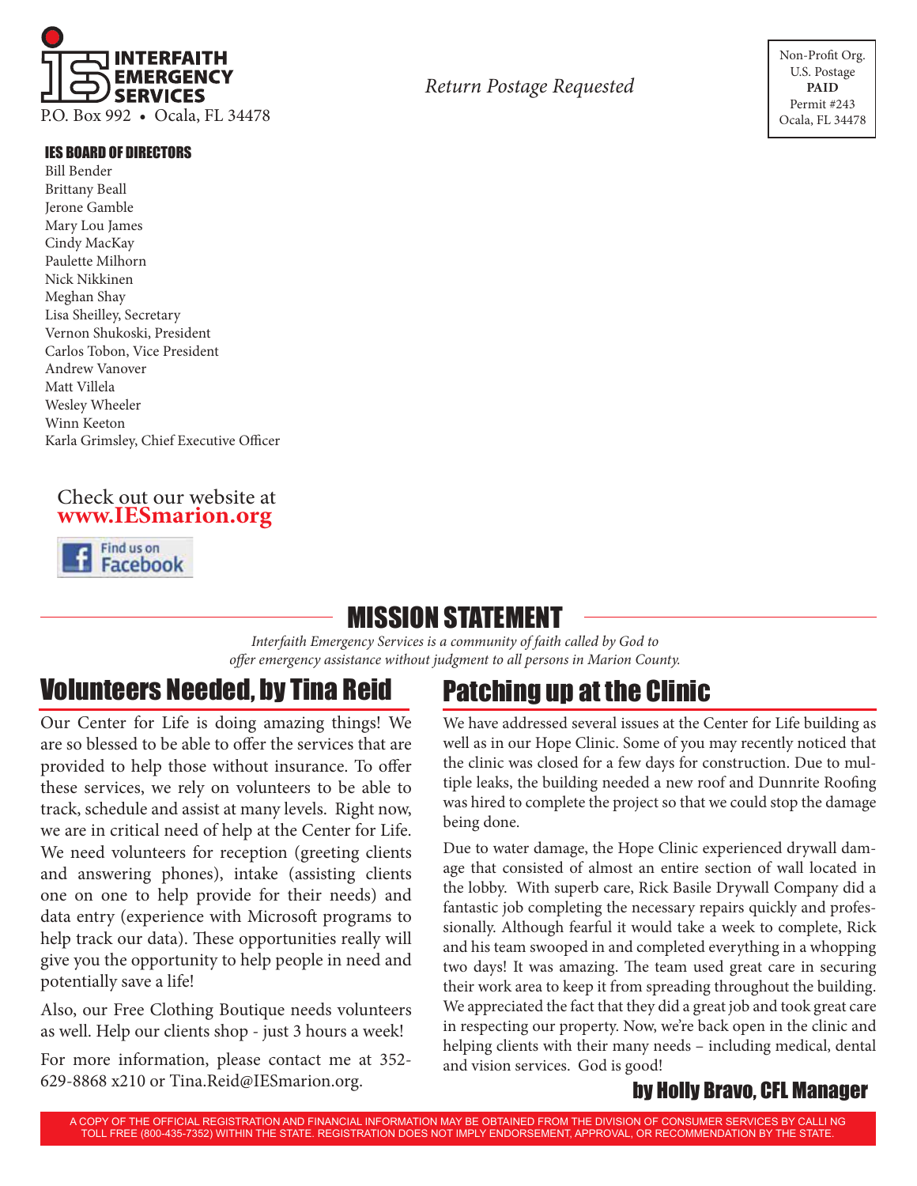INTERFAITH EMERGENCY SERVICES
P.O. Box 992 • Ocala, FL 34478

*Return Postage Requested*

Non-Profit Org.
U.S. Postage
**PAID**
Permit #243
Ocala, FL 34478

### IES BOARD OF DIRECTORS

Bill Bender
Brittany Beall
Jerone Gamble
Mary Lou James
Cindy MacKay
Paulette Milhorn
Nick Nikkinen
Meghan Shay
Lisa Sheilley, Secretary
Vernon Shukoski, President
Carlos Tobon, Vice President
Andrew Vanover
Matt Villela
Wesley Wheeler
Winn Keeton
Karla Grimsley, Chief Executive Officer

Check out our website at
**www.IESmarion.org**

Find us on Facebook

## MISSION STATEMENT

*Interfaith Emergency Services is a community of faith called by God to offer emergency assistance without judgment to all persons in Marion County.*

## Volunteers Needed, by Tina Reid

Our Center for Life is doing amazing things! We are so blessed to be able to offer the services that are provided to help those without insurance. To offer these services, we rely on volunteers to be able to track, schedule and assist at many levels. Right now, we are in critical need of help at the Center for Life. We need volunteers for reception (greeting clients and answering phones), intake (assisting clients one on one to help provide for their needs) and data entry (experience with Microsoft programs to help track our data). These opportunities really will give you the opportunity to help people in need and potentially save a life!

Also, our Free Clothing Boutique needs volunteers as well. Help our clients shop - just 3 hours a week!

For more information, please contact me at 352-629-8868 x210 or Tina.Reid@IESmarion.org.

## Patching up at the Clinic

We have addressed several issues at the Center for Life building as well as in our Hope Clinic. Some of you may recently noticed that the clinic was closed for a few days for construction. Due to multiple leaks, the building needed a new roof and Dunnrite Roofing was hired to complete the project so that we could stop the damage being done.

Due to water damage, the Hope Clinic experienced drywall damage that consisted of almost an entire section of wall located in the lobby. With superb care, Rick Basile Drywall Company did a fantastic job completing the necessary repairs quickly and professionally. Although fearful it would take a week to complete, Rick and his team swooped in and completed everything in a whopping two days! It was amazing. The team used great care in securing their work area to keep it from spreading throughout the building. We appreciated the fact that they did a great job and took great care in respecting our property. Now, we're back open in the clinic and helping clients with their many needs – including medical, dental and vision services. God is good!

**by Holly Bravo, CFL Manager**

A COPY OF THE OFFICIAL REGISTRATION AND FINANCIAL INFORMATION MAY BE OBTAINED FROM THE DIVISION OF CONSUMER SERVICES BY CALLI NG TOLL FREE (800-435-7352) WITHIN THE STATE. REGISTRATION DOES NOT IMPLY ENDORSEMENT, APPROVAL, OR RECOMMENDATION BY THE STATE.